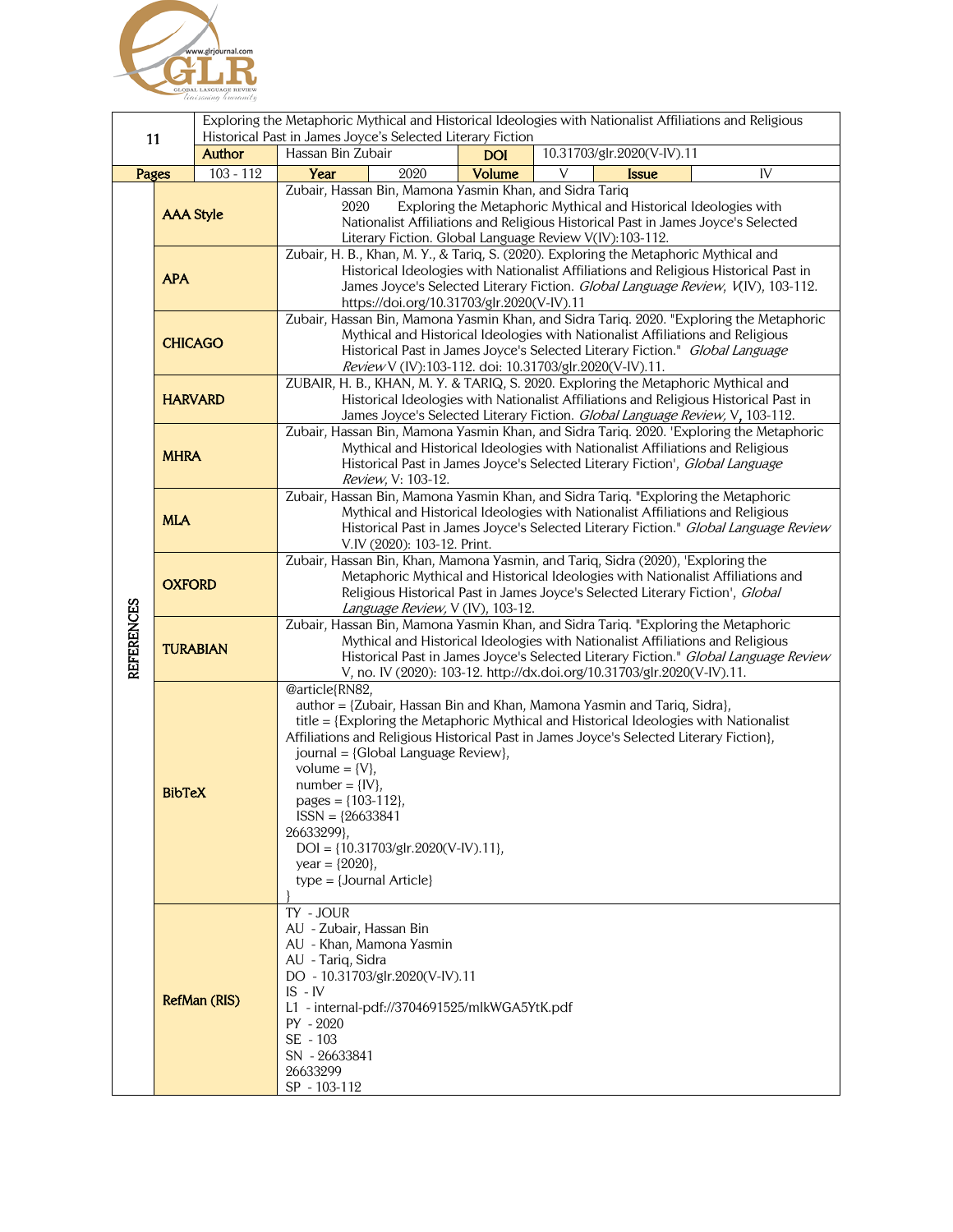| 11 | Exploring the Metaphoric Mythical and Historical Ideologies with Nationalist Affiliations and Religious Historical Past in James Joyce's Selected Literary Fiction | | | | | | |
|---|---|---|---|---|---|---|---|
| | **Author** | Hassan Bin Zubair | | **DOI** | 10.31703/glr.2020(V-IV).11 | | |
| **Pages** | 103 - 112 | **Year** | 2020 | **Volume** | V | **Issue** | IV |

**REFERENCES**

| Style | Reference |
|---|---|
| **AAA Style** | Zubair, Hassan Bin, Mamona Yasmin Khan, and Sidra Tariq 2020 Exploring the Metaphoric Mythical and Historical Ideologies with Nationalist Affiliations and Religious Historical Past in James Joyce's Selected Literary Fiction. Global Language Review V(IV):103-112. |
| **APA** | Zubair, H. B., Khan, M. Y., & Tariq, S. (2020). Exploring the Metaphoric Mythical and Historical Ideologies with Nationalist Affiliations and Religious Historical Past in James Joyce's Selected Literary Fiction. *Global Language Review*, *V*(IV), 103-112. https://doi.org/10.31703/glr.2020(V-IV).11 |
| **CHICAGO** | Zubair, Hassan Bin, Mamona Yasmin Khan, and Sidra Tariq. 2020. "Exploring the Metaphoric Mythical and Historical Ideologies with Nationalist Affiliations and Religious Historical Past in James Joyce's Selected Literary Fiction." *Global Language Review* V (IV):103-112. doi: 10.31703/glr.2020(V-IV).11. |
| **HARVARD** | ZUBAIR, H. B., KHAN, M. Y. & TARIQ, S. 2020. Exploring the Metaphoric Mythical and Historical Ideologies with Nationalist Affiliations and Religious Historical Past in James Joyce's Selected Literary Fiction. *Global Language Review*, V, 103-112. |
| **MHRA** | Zubair, Hassan Bin, Mamona Yasmin Khan, and Sidra Tariq. 2020. 'Exploring the Metaphoric Mythical and Historical Ideologies with Nationalist Affiliations and Religious Historical Past in James Joyce's Selected Literary Fiction', *Global Language Review*, V: 103-12. |
| **MLA** | Zubair, Hassan Bin, Mamona Yasmin Khan, and Sidra Tariq. "Exploring the Metaphoric Mythical and Historical Ideologies with Nationalist Affiliations and Religious Historical Past in James Joyce's Selected Literary Fiction." *Global Language Review* V.IV (2020): 103-12. Print. |
| **OXFORD** | Zubair, Hassan Bin, Khan, Mamona Yasmin, and Tariq, Sidra (2020), 'Exploring the Metaphoric Mythical and Historical Ideologies with Nationalist Affiliations and Religious Historical Past in James Joyce's Selected Literary Fiction', *Global Language Review*, V (IV), 103-12. |
| **TURABIAN** | Zubair, Hassan Bin, Mamona Yasmin Khan, and Sidra Tariq. "Exploring the Metaphoric Mythical and Historical Ideologies with Nationalist Affiliations and Religious Historical Past in James Joyce's Selected Literary Fiction." *Global Language Review* V, no. IV (2020): 103-12. http://dx.doi.org/10.31703/glr.2020(V-IV).11. |

**BibTeX**

```
@article{RN82,
   author = {Zubair, Hassan Bin and Khan, Mamona Yasmin and Tariq, Sidra},
   title = {Exploring the Metaphoric Mythical and Historical Ideologies with Nationalist
Affiliations and Religious Historical Past in James Joyce's Selected Literary Fiction},
   journal = {Global Language Review},
   volume = {V},
   number = {IV},
   pages = {103-112},
   ISSN = {26633841
26633299},
   DOI = {10.31703/glr.2020(V-IV).11},
   year = {2020},
   type = {Journal Article}
}
```

**RefMan (RIS)**

```
TY  - JOUR
AU  - Zubair, Hassan Bin
AU  - Khan, Mamona Yasmin
AU  - Tariq, Sidra
DO  - 10.31703/glr.2020(V-IV).11
IS  - IV
L1  - internal-pdf://3704691525/mlkWGA5YtK.pdf
PY  - 2020
SE  - 103
SN  - 26633841
26633299
SP  - 103-112
```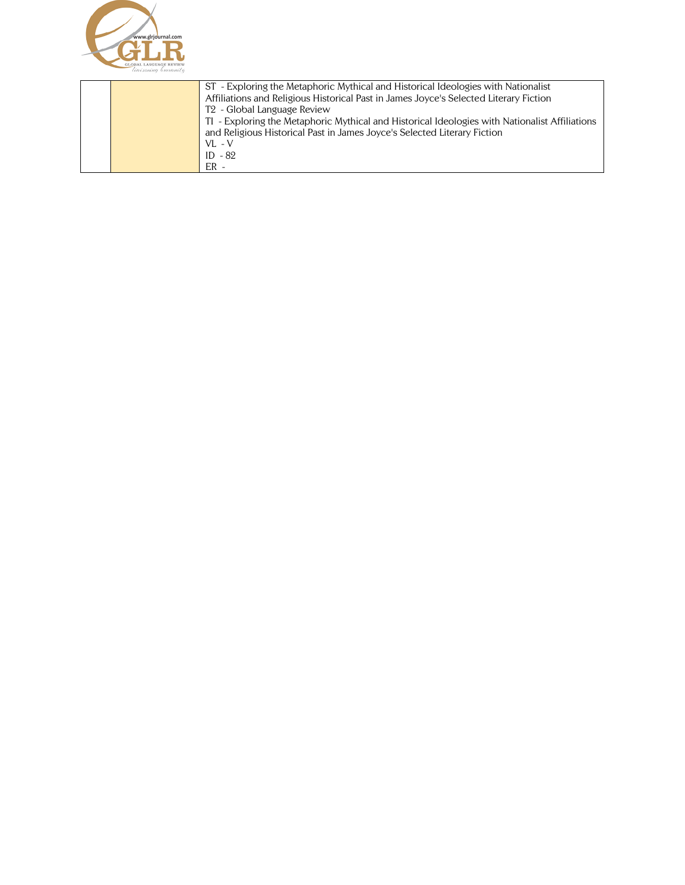| | | |
|---|---|---|
| | | ST - Exploring the Metaphoric Mythical and Historical Ideologies with Nationalist Affiliations and Religious Historical Past in James Joyce's Selected Literary Fiction<br>T2 - Global Language Review<br>TI - Exploring the Metaphoric Mythical and Historical Ideologies with Nationalist Affiliations and Religious Historical Past in James Joyce's Selected Literary Fiction<br>VL - V<br>ID - 82<br>ER - |